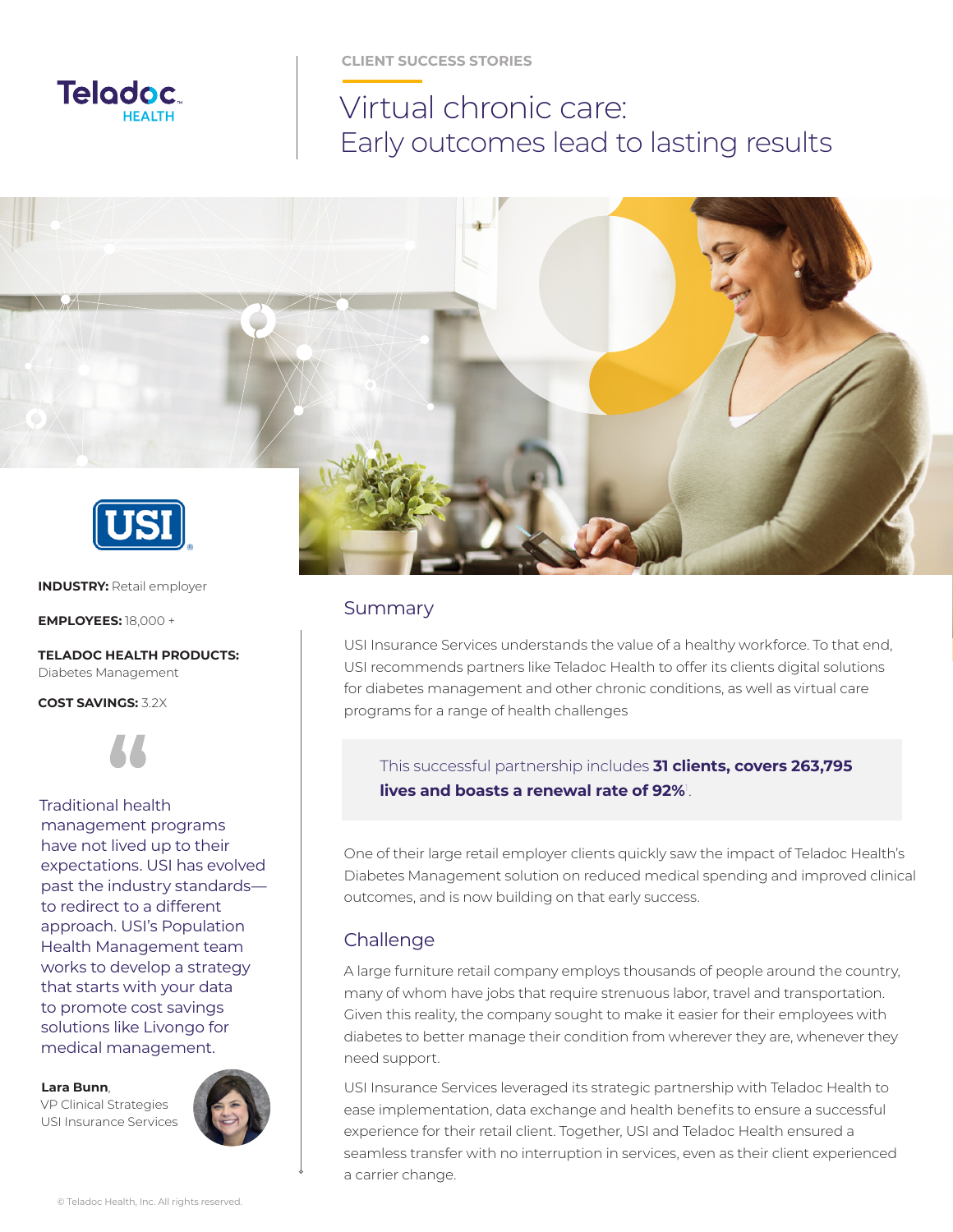Teladoc HEALTH

CLIENT SUCCESS STORIES

# Virtual chronic care: Early outcomes lead to lasting results

USI

**INDUSTRY:** Retail employer

**EMPLOYEES:** 18,000 +

**TELADOC HEALTH PRODUCTS:** Diabetes Management

**COST SAVINGS:** 3.2X

> Traditional health management programs have not lived up to their expectations. USI has evolved past the industry standards—to redirect to a different approach. USI's Population Health Management team works to develop a strategy that starts with your data to promote cost savings solutions like Livongo for medical management.

**Lara Bunn**, VP Clinical Strategies, USI Insurance Services

## Summary

USI Insurance Services understands the value of a healthy workforce. To that end, USI recommends partners like Teladoc Health to offer its clients digital solutions for diabetes management and other chronic conditions, as well as virtual care programs for a range of health challenges

This successful partnership includes **31 clients, covers 263,795 lives and boasts a renewal rate of 92%**[1].

One of their large retail employer clients quickly saw the impact of Teladoc Health's Diabetes Management solution on reduced medical spending and improved clinical outcomes, and is now building on that early success.

## Challenge

A large furniture retail company employs thousands of people around the country, many of whom have jobs that require strenuous labor, travel and transportation. Given this reality, the company sought to make it easier for their employees with diabetes to better manage their condition from wherever they are, whenever they need support.

USI Insurance Services leveraged its strategic partnership with Teladoc Health to ease implementation, data exchange and health benefits to ensure a successful experience for their retail client. Together, USI and Teladoc Health ensured a seamless transfer with no interruption in services, even as their client experienced a carrier change.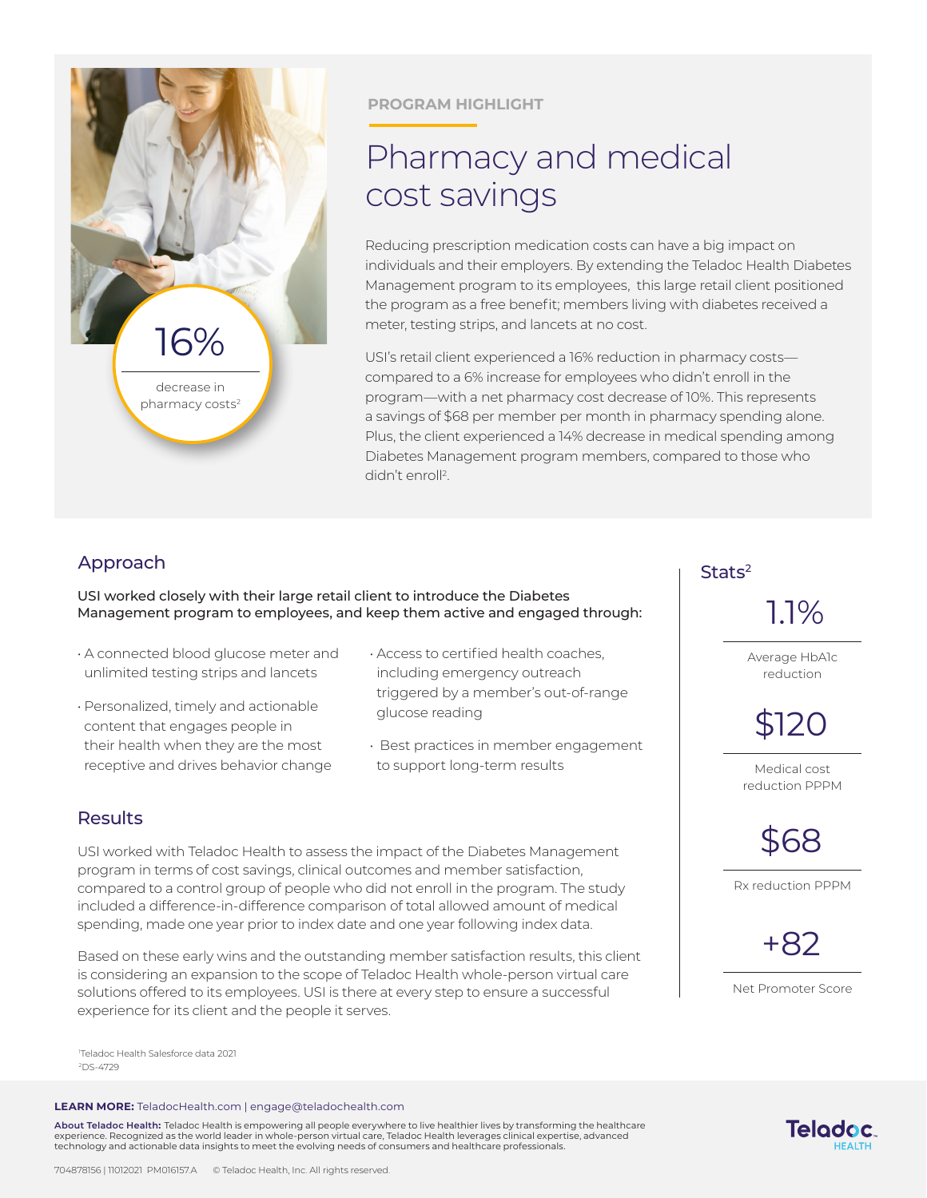16%

decrease in pharmacy costs[2]

PROGRAM HIGHLIGHT

# Pharmacy and medical cost savings

Reducing prescription medication costs can have a big impact on individuals and their employers. By extending the Teladoc Health Diabetes Management program to its employees, this large retail client positioned the program as a free benefit; members living with diabetes received a meter, testing strips, and lancets at no cost.

USI's retail client experienced a 16% reduction in pharmacy costs—compared to a 6% increase for employees who didn't enroll in the program—with a net pharmacy cost decrease of 10%. This represents a savings of $68 per member per month in pharmacy spending alone. Plus, the client experienced a 14% decrease in medical spending among Diabetes Management program members, compared to those who didn't enroll[2].

## Approach

USI worked closely with their large retail client to introduce the Diabetes Management program to employees, and keep them active and engaged through:

- A connected blood glucose meter and unlimited testing strips and lancets
- Personalized, timely and actionable content that engages people in their health when they are the most receptive and drives behavior change
- Access to certified health coaches, including emergency outreach triggered by a member's out-of-range glucose reading
- Best practices in member engagement to support long-term results

## Results

USI worked with Teladoc Health to assess the impact of the Diabetes Management program in terms of cost savings, clinical outcomes and member satisfaction, compared to a control group of people who did not enroll in the program. The study included a difference-in-difference comparison of total allowed amount of medical spending, made one year prior to index date and one year following index data.

Based on these early wins and the outstanding member satisfaction results, this client is considering an expansion to the scope of Teladoc Health whole-person virtual care solutions offered to its employees. USI is there at every step to ensure a successful experience for its client and the people it serves.

## Stats[2]

1.1%

Average HbA1c reduction

$120

Medical cost reduction PPPM

$68

Rx reduction PPPM

+82

Net Promoter Score

[1]Teladoc Health Salesforce data 2021
[2]DS-4729

**LEARN MORE:** TeladocHealth.com | engage@teladochealth.com

**About Teladoc Health:** Teladoc Health is empowering all people everywhere to live healthier lives by transforming the healthcare experience. Recognized as the world leader in whole-person virtual care, Teladoc Health leverages clinical expertise, advanced technology and actionable data insights to meet the evolving needs of consumers and healthcare professionals.

704878156 | 11012021 PM016157.A © Teladoc Health, Inc. All rights reserved.